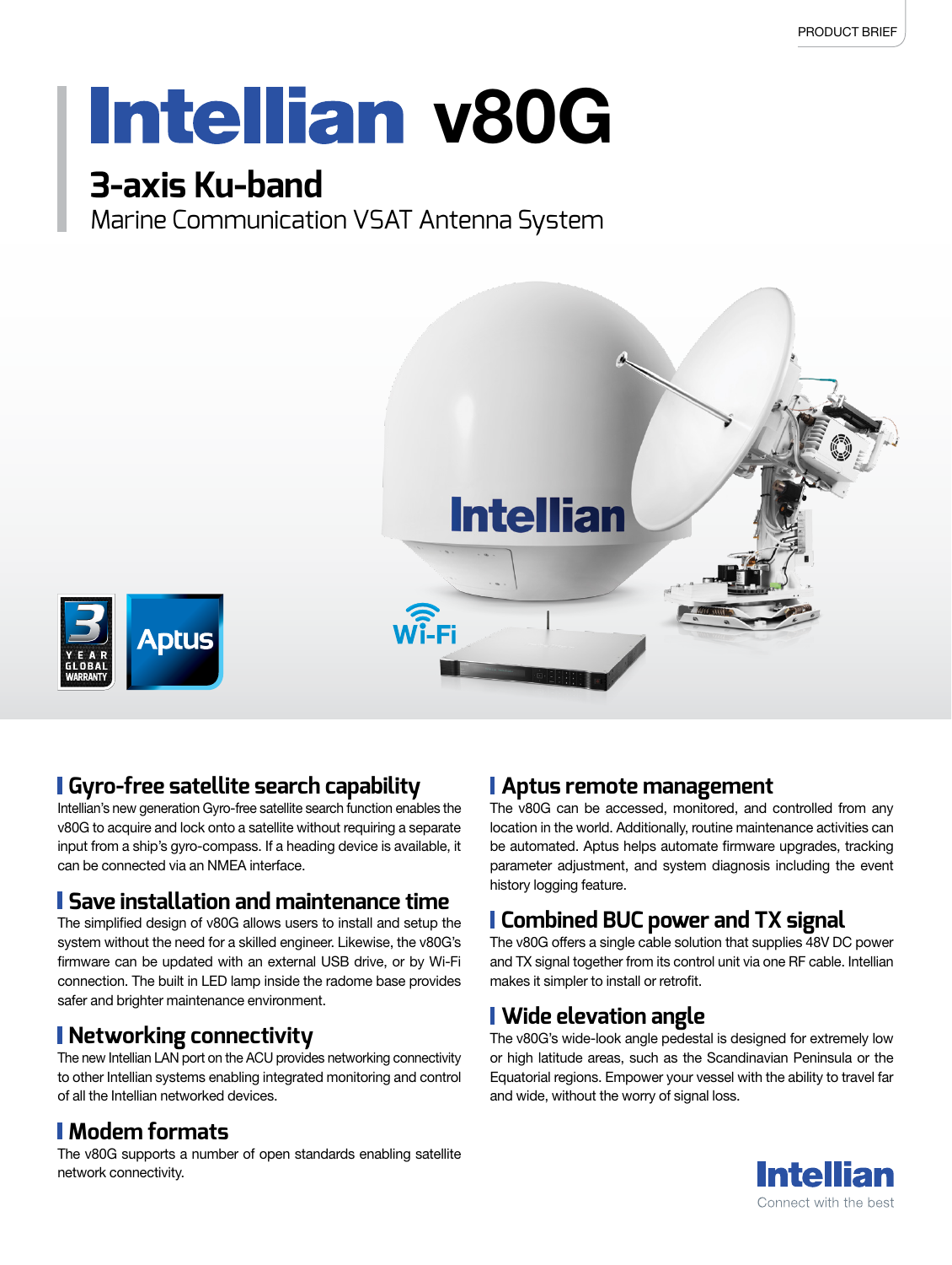PRODUCT BRIEF

# Intellian v80G

## 3-axis Ku-band

Marine Communication VSAT Antenna System

### Gyro-free satellite search capability

Intellian's new generation Gyro-free satellite search function enables the v80G to acquire and lock onto a satellite without requiring a separate input from a ship's gyro-compass. If a heading device is available, it can be connected via an NMEA interface.

### Save installation and maintenance time

The simplified design of v80G allows users to install and setup the system without the need for a skilled engineer. Likewise, the v80G's firmware can be updated with an external USB drive, or by Wi-Fi connection. The built in LED lamp inside the radome base provides safer and brighter maintenance environment.

### Networking connectivity

The new Intellian LAN port on the ACU provides networking connectivity to other Intellian systems enabling integrated monitoring and control of all the Intellian networked devices.

### Modem formats

The v80G supports a number of open standards enabling satellite network connectivity.

### Aptus remote management

The v80G can be accessed, monitored, and controlled from any location in the world. Additionally, routine maintenance activities can be automated. Aptus helps automate firmware upgrades, tracking parameter adjustment, and system diagnosis including the event history logging feature.

### Combined BUC power and TX signal

The v80G offers a single cable solution that supplies 48V DC power and TX signal together from its control unit via one RF cable. Intellian makes it simpler to install or retrofit.

### Wide elevation angle

The v80G's wide-look angle pedestal is designed for extremely low or high latitude areas, such as the Scandinavian Peninsula or the Equatorial regions. Empower your vessel with the ability to travel far and wide, without the worry of signal loss.

Intellian
Connect with the best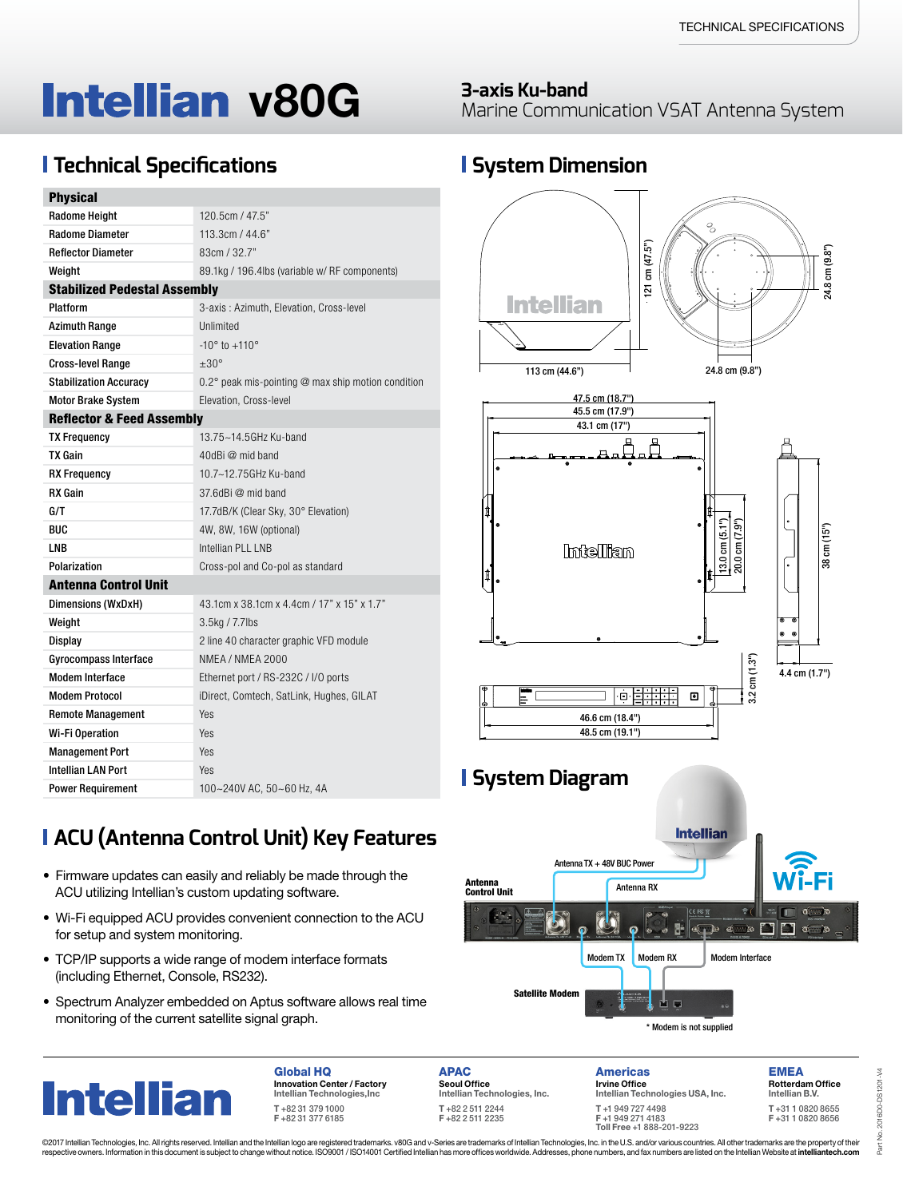# Intellian v80G

**3-axis Ku-band**
Marine Communication VSAT Antenna System

## Technical Specifications

| | |
|---|---|
| **Physical** | |
| Radome Height | 120.5cm / 47.5" |
| Radome Diameter | 113.3cm / 44.6" |
| Reflector Diameter | 83cm / 32.7" |
| Weight | 89.1kg / 196.4lbs (variable w/ RF components) |
| **Stabilized Pedestal Assembly** | |
| Platform | 3-axis : Azimuth, Elevation, Cross-level |
| Azimuth Range | Unlimited |
| Elevation Range | -10° to +110° |
| Cross-level Range | ±30° |
| Stabilization Accuracy | 0.2° peak mis-pointing @ max ship motion condition |
| Motor Brake System | Elevation, Cross-level |
| **Reflector & Feed Assembly** | |
| TX Frequency | 13.75~14.5GHz Ku-band |
| TX Gain | 40dBi @ mid band |
| RX Frequency | 10.7~12.75GHz Ku-band |
| RX Gain | 37.6dBi @ mid band |
| G/T | 17.7dB/K (Clear Sky, 30° Elevation) |
| BUC | 4W, 8W, 16W (optional) |
| LNB | Intellian PLL LNB |
| Polarization | Cross-pol and Co-pol as standard |
| **Antenna Control Unit** | |
| Dimensions (WxDxH) | 43.1cm x 38.1cm x 4.4cm / 17" x 15" x 1.7" |
| Weight | 3.5kg / 7.7lbs |
| Display | 2 line 40 character graphic VFD module |
| Gyrocompass Interface | NMEA / NMEA 2000 |
| Modem Interface | Ethernet port / RS-232C / I/O ports |
| Modem Protocol | iDirect, Comtech, SatLink, Hughes, GILAT |
| Remote Management | Yes |
| Wi-Fi Operation | Yes |
| Management Port | Yes |
| Intellian LAN Port | Yes |
| Power Requirement | 100~240V AC, 50~60 Hz, 4A |

## ACU (Antenna Control Unit) Key Features

- Firmware updates can easily and reliably be made through the ACU utilizing Intellian's custom updating software.
- Wi-Fi equipped ACU provides convenient connection to the ACU for setup and system monitoring.
- TCP/IP supports a wide range of modem interface formats (including Ethernet, Console, RS232).
- Spectrum Analyzer embedded on Aptus software allows real time monitoring of the current satellite signal graph.

## System Dimension

121 cm (47.5")
113 cm (44.6")
24.8 cm (9.8")
24.8 cm (9.8")
47.5 cm (18.7")
45.5 cm (17.9")
43.1 cm (17")
13.0 cm (5.1")
20.0 cm (7.9")
38 cm (15")
4.4 cm (1.7")
3.2 cm (1.3")
46.6 cm (18.4")
48.5 cm (19.1")

## System Diagram

Antenna TX + 48V BUC Power
Antenna Control Unit
Antenna RX
Wi-Fi
Modem TX
Modem RX
Modem Interface
Satellite Modem
* Modem is not supplied

**Global HQ**
Innovation Center / Factory
Intellian Technologies,Inc
T +82 31 379 1000
F +82 31 377 6185

**APAC**
Seoul Office
Intellian Technologies, Inc.
T +82 2 511 2244
F +82 2 511 2235

**Americas**
Irvine Office
Intellian Technologies USA, Inc.
T +1 949 727 4498
F +1 949 271 4183
Toll Free +1 888-201-9223

**EMEA**
Rotterdam Office
Intellian B.V.
T +31 1 0820 8655
F +31 1 0820 8656

©2017 Intellian Technologies, Inc. All rights reserved. Intellian and the Intellian logo are registered trademarks. v80G and v-Series are trademarks of Intellian Technologies, Inc. in the U.S. and/or various countries. All other trademarks are the property of their respective owners. Information in this document is subject to change without notice. ISO9001 / ISO14001 Certified Intellian has more offices worldwide. Addresses, phone numbers, and fax numbers are listed on the Intellian Website at **intelliantech.com**

Part No. 2016OO-DS1201-V4